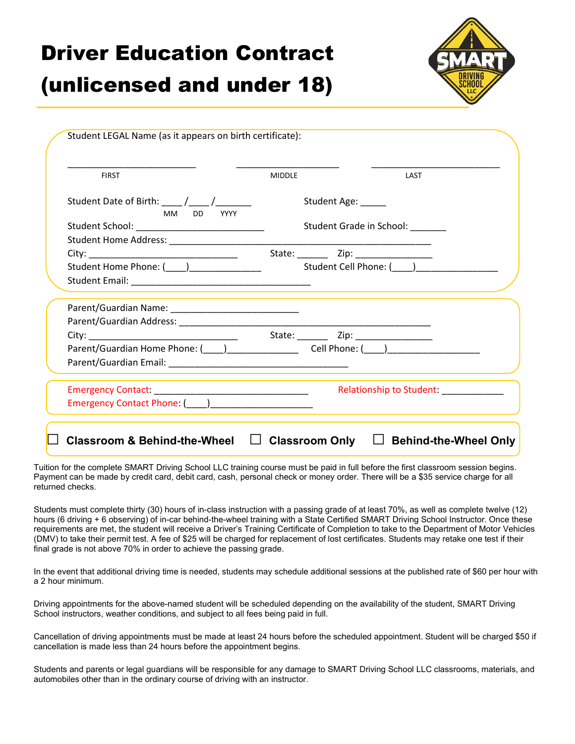# Driver Education Contract (unlicensed and under 18)

Student LEGAL Name (as it appears on birth certificate):

__________________________ ____________________ __________________________
FIRST MIDDLE LAST

Student Date of Birth: ____/____/_______ Student Age: _____
MM DD YYYY

Student School: _________________________ Student Grade in School: _______

Student Home Address: ____________________________________________________

City: _____________________________ State: ______ Zip: _______________

Student Home Phone: (____)______________ Student Cell Phone: (____)________________

Student Email: ____________________________________

Parent/Guardian Name: _________________________

Parent/Guardian Address: __________________________________________________

City: _____________________________ State: ______ Zip: _______________

Parent/Guardian Home Phone: (____)______________ Cell Phone: (____)_________________

Parent/Guardian Email: ____________________________________

Emergency Contact: _______________________________ Relationship to Student: ____________

Emergency Contact Phone: (____)____________________

☐ **Classroom & Behind-the-Wheel** ☐ **Classroom Only** ☐ **Behind-the-Wheel Only**

Tuition for the complete SMART Driving School LLC training course must be paid in full before the first classroom session begins. Payment can be made by credit card, debit card, cash, personal check or money order. There will be a $35 service charge for all returned checks.

Students must complete thirty (30) hours of in-class instruction with a passing grade of at least 70%, as well as complete twelve (12) hours (6 driving + 6 observing) of in-car behind-the-wheel training with a State Certified SMART Driving School Instructor. Once these requirements are met, the student will receive a Driver's Training Certificate of Completion to take to the Department of Motor Vehicles (DMV) to take their permit test. A fee of $25 will be charged for replacement of lost certificates. Students may retake one test if their final grade is not above 70% in order to achieve the passing grade.

In the event that additional driving time is needed, students may schedule additional sessions at the published rate of $60 per hour with a 2 hour minimum.

Driving appointments for the above-named student will be scheduled depending on the availability of the student, SMART Driving School instructors, weather conditions, and subject to all fees being paid in full.

Cancellation of driving appointments must be made at least 24 hours before the scheduled appointment. Student will be charged $50 if cancellation is made less than 24 hours before the appointment begins.

Students and parents or legal guardians will be responsible for any damage to SMART Driving School LLC classrooms, materials, and automobiles other than in the ordinary course of driving with an instructor.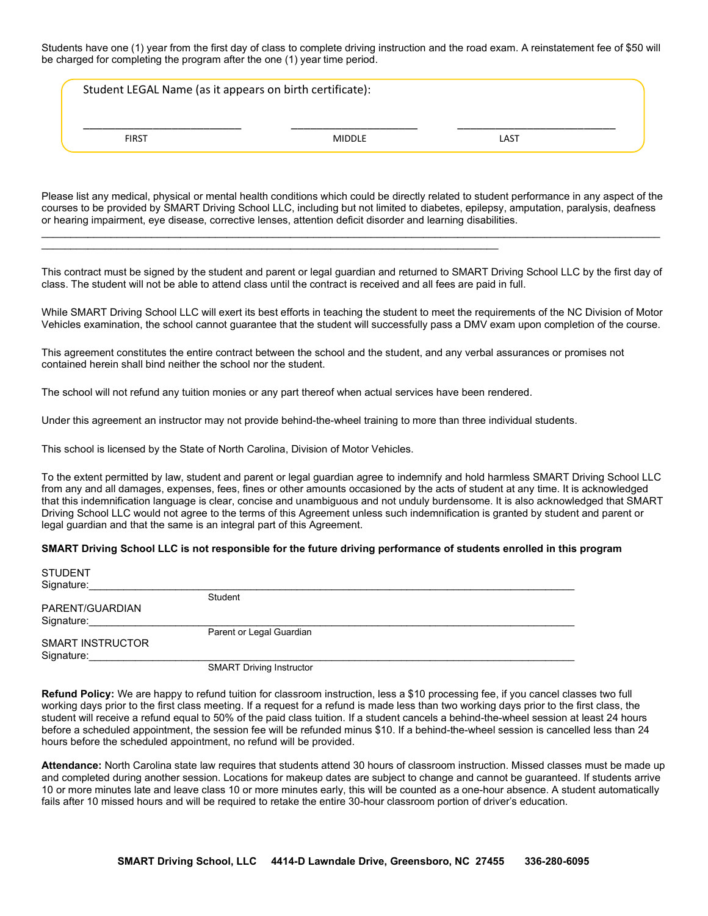Students have one (1) year from the first day of class to complete driving instruction and the road exam. A reinstatement fee of $50 will be charged for completing the program after the one (1) year time period.

Student LEGAL Name (as it appears on birth certificate):

_________________________ _________________________ _________________________

FIRST MIDDLE LAST

Please list any medical, physical or mental health conditions which could be directly related to student performance in any aspect of the courses to be provided by SMART Driving School LLC, including but not limited to diabetes, epilepsy, amputation, paralysis, deafness or hearing impairment, eye disease, corrective lenses, attention deficit disorder and learning disabilities.

________________________________________________________________________________________________________________

______________________________________________________________________________

This contract must be signed by the student and parent or legal guardian and returned to SMART Driving School LLC by the first day of class. The student will not be able to attend class until the contract is received and all fees are paid in full.

While SMART Driving School LLC will exert its best efforts in teaching the student to meet the requirements of the NC Division of Motor Vehicles examination, the school cannot guarantee that the student will successfully pass a DMV exam upon completion of the course.

This agreement constitutes the entire contract between the school and the student, and any verbal assurances or promises not contained herein shall bind neither the school nor the student.

The school will not refund any tuition monies or any part thereof when actual services have been rendered.

Under this agreement an instructor may not provide behind-the-wheel training to more than three individual students.

This school is licensed by the State of North Carolina, Division of Motor Vehicles.

To the extent permitted by law, student and parent or legal guardian agree to indemnify and hold harmless SMART Driving School LLC from any and all damages, expenses, fees, fines or other amounts occasioned by the acts of student at any time. It is acknowledged that this indemnification language is clear, concise and unambiguous and not unduly burdensome. It is also acknowledged that SMART Driving School LLC would not agree to the terms of this Agreement unless such indemnification is granted by student and parent or legal guardian and that the same is an integral part of this Agreement.

**SMART Driving School LLC is not responsible for the future driving performance of students enrolled in this program**

STUDENT
Signature:______________________________________________________________________________
Student

PARENT/GUARDIAN
Signature:______________________________________________________________________________
Parent or Legal Guardian

SMART INSTRUCTOR
Signature:______________________________________________________________________________
SMART Driving Instructor

**Refund Policy:** We are happy to refund tuition for classroom instruction, less a $10 processing fee, if you cancel classes two full working days prior to the first class meeting. If a request for a refund is made less than two working days prior to the first class, the student will receive a refund equal to 50% of the paid class tuition. If a student cancels a behind-the-wheel session at least 24 hours before a scheduled appointment, the session fee will be refunded minus $10. If a behind-the-wheel session is cancelled less than 24 hours before the scheduled appointment, no refund will be provided.

**Attendance:** North Carolina state law requires that students attend 30 hours of classroom instruction. Missed classes must be made up and completed during another session. Locations for makeup dates are subject to change and cannot be guaranteed. If students arrive 10 or more minutes late and leave class 10 or more minutes early, this will be counted as a one-hour absence. A student automatically fails after 10 missed hours and will be required to retake the entire 30-hour classroom portion of driver's education.

**SMART Driving School, LLC 4414-D Lawndale Drive, Greensboro, NC 27455 336-280-6095**